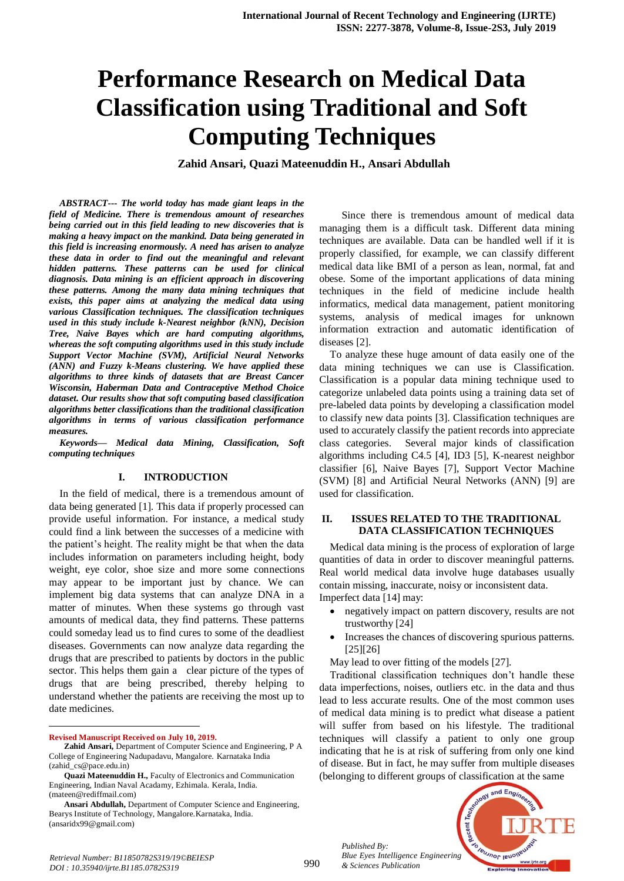# Performance Research on Medical Data Classification using Traditional and Soft Computing Techniques

**Zahid Ansari, Quazi Mateenuddin H., Ansari Abdullah**

***ABSTRACT--- The world today has made giant leaps in the field of Medicine. There is tremendous amount of researches being carried out in this field leading to new discoveries that is making a heavy impact on the mankind. Data being generated in this field is increasing enormously. A need has arisen to analyze these data in order to find out the meaningful and relevant hidden patterns. These patterns can be used for clinical diagnosis. Data mining is an efficient approach in discovering these patterns. Among the many data mining techniques that exists, this paper aims at analyzing the medical data using various Classification techniques. The classification techniques used in this study include k-Nearest neighbor (kNN), Decision Tree, Naive Bayes which are hard computing algorithms, whereas the soft computing algorithms used in this study include Support Vector Machine (SVM), Artificial Neural Networks (ANN) and Fuzzy k-Means clustering. We have applied these algorithms to three kinds of datasets that are Breast Cancer Wisconsin, Haberman Data and Contraceptive Method Choice dataset. Our results show that soft computing based classification algorithms better classifications than the traditional classification algorithms in terms of various classification performance measures.***

***Keywords— Medical data Mining, Classification, Soft computing techniques***

## I. INTRODUCTION

In the field of medical, there is a tremendous amount of data being generated [1]. This data if properly processed can provide useful information. For instance, a medical study could find a link between the successes of a medicine with the patient's height. The reality might be that when the data includes information on parameters including height, body weight, eye color, shoe size and more some connections may appear to be important just by chance. We can implement big data systems that can analyze DNA in a matter of minutes. When these systems go through vast amounts of medical data, they find patterns. These patterns could someday lead us to find cures to some of the deadliest diseases. Governments can now analyze data regarding the drugs that are prescribed to patients by doctors in the public sector. This helps them gain a clear picture of the types of drugs that are being prescribed, thereby helping to understand whether the patients are receiving the most up to date medicines.

Since there is tremendous amount of medical data managing them is a difficult task. Different data mining techniques are available. Data can be handled well if it is properly classified, for example, we can classify different medical data like BMI of a person as lean, normal, fat and obese. Some of the important applications of data mining techniques in the field of medicine include health informatics, medical data management, patient monitoring systems, analysis of medical images for unknown information extraction and automatic identification of diseases [2].

To analyze these huge amount of data easily one of the data mining techniques we can use is Classification. Classification is a popular data mining technique used to categorize unlabeled data points using a training data set of pre-labeled data points by developing a classification model to classify new data points [3]. Classification techniques are used to accurately classify the patient records into appreciate class categories. Several major kinds of classification algorithms including C4.5 [4], ID3 [5], K-nearest neighbor classifier [6], Naive Bayes [7], Support Vector Machine (SVM) [8] and Artificial Neural Networks (ANN) [9] are used for classification.

## II. ISSUES RELATED TO THE TRADITIONAL DATA CLASSIFICATION TECHNIQUES

Medical data mining is the process of exploration of large quantities of data in order to discover meaningful patterns. Real world medical data involve huge databases usually contain missing, inaccurate, noisy or inconsistent data. Imperfect data [14] may:

- negatively impact on pattern discovery, results are not trustworthy [24]
- Increases the chances of discovering spurious patterns. [25][26]

May lead to over fitting of the models [27].

Traditional classification techniques don't handle these data imperfections, noises, outliers etc. in the data and thus lead to less accurate results. One of the most common uses of medical data mining is to predict what disease a patient will suffer from based on his lifestyle. The traditional techniques will classify a patient to only one group indicating that he is at risk of suffering from only one kind of disease. But in fact, he may suffer from multiple diseases (belonging to different groups of classification at the same

---

**Revised Manuscript Received on July 10, 2019.**

**Zahid Ansari,** Department of Computer Science and Engineering, P A College of Engineering Nadupadavu, Mangalore. Karnataka India (zahid_cs@pace.edu.in)

**Quazi Mateenuddin H.,** Faculty of Electronics and Communication Engineering, Indian Naval Acadamy, Ezhimala. Kerala, India. (mateen@rediffmail.com)

**Ansari Abdullah,** Department of Computer Science and Engineering, Bearys Institute of Technology, Mangalore.Karnataka, India. (ansaridx99@gmail.com)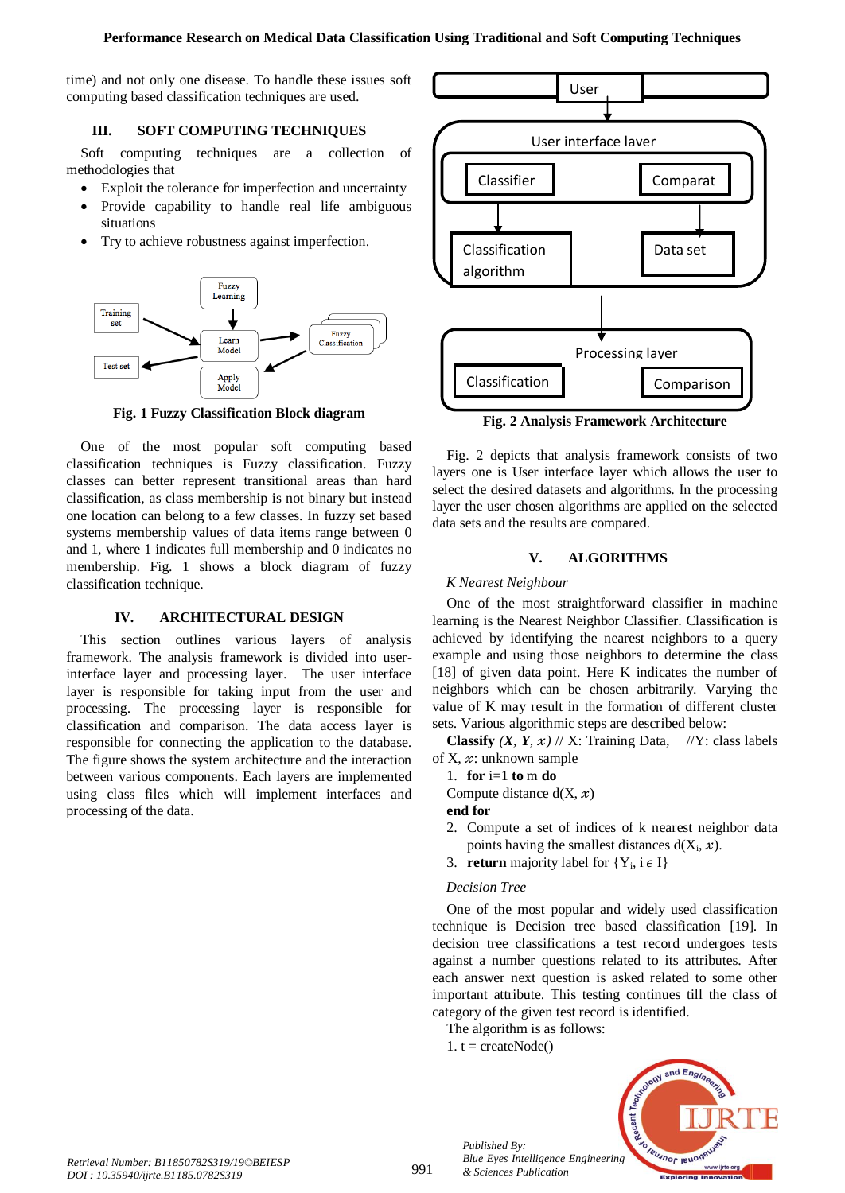time) and not only one disease. To handle these issues soft computing based classification techniques are used.

## III. SOFT COMPUTING TECHNIQUES

Soft computing techniques are a collection of methodologies that

- Exploit the tolerance for imperfection and uncertainty
- Provide capability to handle real life ambiguous situations
- Try to achieve robustness against imperfection.

**Fig. 1 Fuzzy Classification Block diagram**

One of the most popular soft computing based classification techniques is Fuzzy classification. Fuzzy classes can better represent transitional areas than hard classification, as class membership is not binary but instead one location can belong to a few classes. In fuzzy set based systems membership values of data items range between 0 and 1, where 1 indicates full membership and 0 indicates no membership. Fig. 1 shows a block diagram of fuzzy classification technique.

## IV. ARCHITECTURAL DESIGN

This section outlines various layers of analysis framework. The analysis framework is divided into user-interface layer and processing layer. The user interface layer is responsible for taking input from the user and processing. The processing layer is responsible for classification and comparison. The data access layer is responsible for connecting the application to the database. The figure shows the system architecture and the interaction between various components. Each layers are implemented using class files which will implement interfaces and processing of the data.

**Fig. 2 Analysis Framework Architecture**

Fig. 2 depicts that analysis framework consists of two layers one is User interface layer which allows the user to select the desired datasets and algorithms. In the processing layer the user chosen algorithms are applied on the selected data sets and the results are compared.

## V. ALGORITHMS

*K Nearest Neighbour*

One of the most straightforward classifier in machine learning is the Nearest Neighbor Classifier. Classification is achieved by identifying the nearest neighbors to a query example and using those neighbors to determine the class [18] of given data point. Here K indicates the number of neighbors which can be chosen arbitrarily. Varying the value of K may result in the formation of different cluster sets. Various algorithmic steps are described below:

**Classify** $(X, Y, x)$ // X: Training Data, //Y: class labels of X, $x$: unknown sample

1. **for** i=1 **to** m **do**

Compute distance d(X, $x$)

**end for**

2. Compute a set of indices of k nearest neighbor data points having the smallest distances d($X_i$, $x$).
3. **return** majority label for {$Y_i$, $i \in I$}

*Decision Tree*

One of the most popular and widely used classification technique is Decision tree based classification [19]. In decision tree classifications a test record undergoes tests against a number questions related to its attributes. After each answer next question is asked related to some other important attribute. This testing continues till the class of category of the given test record is identified.

The algorithm is as follows:

1. t = createNode()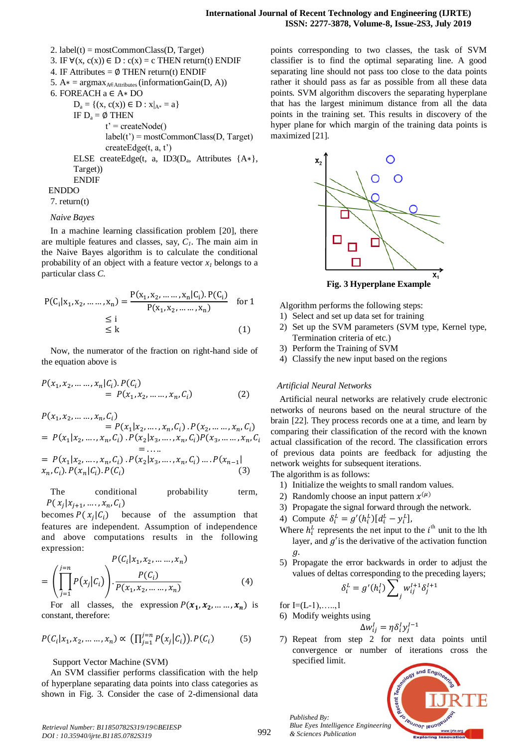2. label(t) = mostCommonClass(D, Target)
3. IF ∀(x, c(x)) ∈ D : c(x) = c THEN return(t) ENDIF
4. IF Attributes = ∅ THEN return(t) ENDIF
5. A∗ = argmax$_{A \in Attributes}$ (informationGain(D, A))
6. FOREACH a ∈ A∗ DO

    $D_a$ = {(x, c(x)) ∈ D : $x|_{A*}$ = a}
    IF $D_a$ = ∅ THEN
        t' = createNode()
        label(t') = mostCommonClass(D, Target)
        createEdge(t, a, t')
    ELSE createEdge(t, a, ID3($D_a$, Attributes {A∗}, Target))
    ENDIF

ENDDO

7. return(t)

*Naive Bayes*

In a machine learning classification problem [20], there are multiple features and classes, say, $C_1$. The main aim in the Naive Bayes algorithm is to calculate the conditional probability of an object with a feature vector $x_1$ belongs to a particular class $C$.

$$\mathrm{P}(\mathrm{C_i}|\mathrm{x_1},\mathrm{x_2},\ldots\ldots,\mathrm{x_n}) = \frac{\mathrm{P}(\mathrm{x_1},\mathrm{x_2},\ldots\ldots,\mathrm{x_n}|\mathrm{C_i}).\,\mathrm{P}(\mathrm{C_i})}{\mathrm{P}(\mathrm{x_1},\mathrm{x_2},\ldots\ldots,\mathrm{x_n})} \quad \text{for } 1 \leq i \leq k \tag{1}$$

Now, the numerator of the fraction on right-hand side of the equation above is

$$P(x_1,x_2,\ldots\ldots,x_n|C_i).\,P(C_i) = P(x_1,x_2,\ldots\ldots,x_n,C_i) \tag{2}$$

$$\begin{aligned}P(x_1,x_2,\ldots\ldots,x_n,C_i) &= P(x_1|x_2,\ldots.,x_n,C_i)\,.\,P(x_2,\ldots\ldots,x_n,C_i)\\ &= P(x_1|x_2,\ldots.,x_n,C_i)\,.\,P(x_2|x_3,\ldots.,x_n,C_i)P(x_3,\ldots\ldots,x_n,C_i)\\ &= \ldots..\\ &= P(x_1|x_2,\ldots.,x_n,C_i)\,.\,P(x_2|x_3,\ldots.,x_n,C_i)\ldots.P(x_{n-1}|x_n,C_i).\,P(x_n|C_i).\,P(C_i)\end{aligned} \tag{3}$$

The conditional probability term, $P(x_j|x_{j+1},\ldots.,x_n,C_i)$ becomes $P(x_j|C_i)$ because of the assumption that features are independent. Assumption of independence and above computations results in the following expression:

$$P(C_i|x_1,x_2,\ldots\ldots,x_n) = \left(\prod_{j=1}^{j=n} P(x_j|C_i)\right).\frac{P(C_i)}{P(x_1,x_2,\ldots\ldots,x_n)} \tag{4}$$

For all classes, the expression $P(\boldsymbol{x_1},\boldsymbol{x_2},\ldots\ldots,\boldsymbol{x_n})$ is constant, therefore:

$$P(C_i|x_1,x_2,\ldots\ldots,x_n) \propto \left(\prod_{j=1}^{j=n} P(x_j|C_i)\right).\,P(C_i) \tag{5}$$

Support Vector Machine (SVM)

An SVM classifier performs classification with the help of hyperplane separating data points into class categories as shown in Fig. 3. Consider the case of 2-dimensional data points corresponding to two classes, the task of SVM classifier is to find the optimal separating line. A good separating line should not pass too close to the data points rather it should pass as far as possible from all these data points. SVM algorithm discovers the separating hyperplane that has the largest minimum distance from all the data points in the training set. This results in discovery of the hyper plane for which margin of the training data points is maximized [21].

**Fig. 3 Hyperplane Example**

Algorithm performs the following steps:

1) Select and set up data set for training
2) Set up the SVM parameters (SVM type, Kernel type, Termination criteria of etc.)
3) Perform the Training of SVM
4) Classify the new input based on the regions

*Artificial Neural Networks*

Artificial neural networks are relatively crude electronic networks of neurons based on the neural structure of the brain [22]. They process records one at a time, and learn by comparing their classification of the record with the known actual classification of the record. The classification errors of previous data points are feedback for adjusting the network weights for subsequent iterations.

The algorithm is as follows:

1) Initialize the weights to small random values.
2) Randomly choose an input pattern $x^{(\mu)}$
3) Propagate the signal forward through the network.
4) Compute $\delta_i^L = g'(h_i^L)[d_i^L - y_i^L]$,

   Where $h_i^L$ represents the net input to the $i^{th}$ unit to the lth layer, and $g'$ is the derivative of the activation function $g$.
5) Propagate the error backwards in order to adjust the values of deltas corresponding to the preceding layers;
   $$\delta_i^L = g'(h_i^l)\sum_j w_{ij}^{l+1}\delta_j^{l+1}$$
   for l=(L-1),…...,1
6) Modify weights using
   $$\Delta w_{ij}^l = \eta\delta_i^l y_j^{l-1}$$
7) Repeat from step 2 for next data points until convergence or number of iterations cross the specified limit.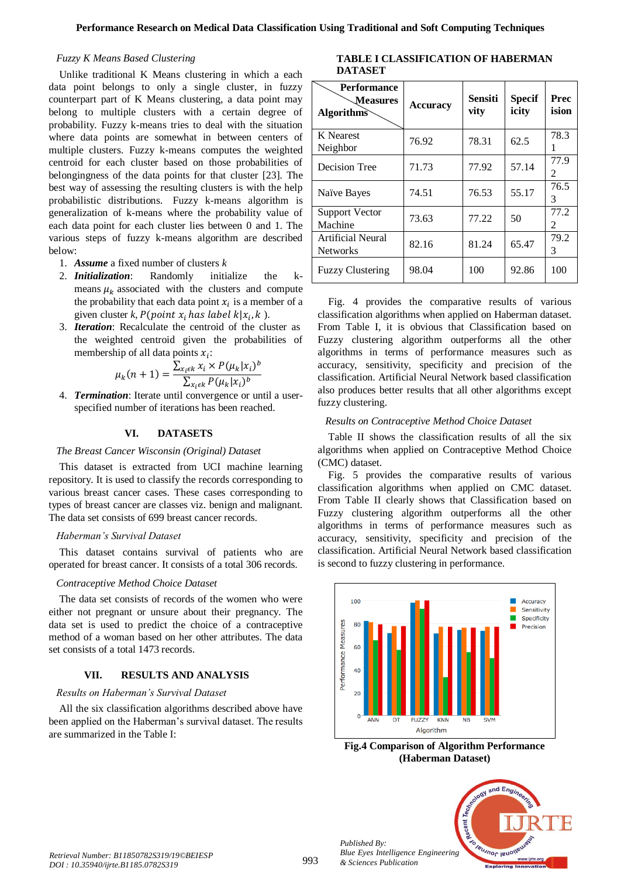*Fuzzy K Means Based Clustering*

Unlike traditional K Means clustering in which a each data point belongs to only a single cluster, in fuzzy counterpart part of K Means clustering, a data point may belong to multiple clusters with a certain degree of probability. Fuzzy k-means tries to deal with the situation where data points are somewhat in between centers of multiple clusters. Fuzzy k-means computes the weighted centroid for each cluster based on those probabilities of belongingness of the data points for that cluster [23]. The best way of assessing the resulting clusters is with the help probabilistic distributions. Fuzzy k-means algorithm is generalization of k-means where the probability value of each data point for each cluster lies between 0 and 1. The various steps of fuzzy k-means algorithm are described below:

1. ***Assume*** a fixed number of clusters $k$
2. ***Initialization***: Randomly initialize the k-means $\mu_k$ associated with the clusters and compute the probability that each data point $x_i$ is a member of a given cluster $k$, $P(point\ x_i\ has\ label\ k|x_i, k)$.
3. ***Iteration***: Recalculate the centroid of the cluster as the weighted centroid given the probabilities of membership of all data points $x_i$:
$$\mu_k(n+1) = \frac{\sum_{x_i \epsilon k} x_i \times P(\mu_k|x_i)^b}{\sum_{x_i \epsilon k} P(\mu_k|x_i)^b}$$
4. ***Termination***: Iterate until convergence or until a user-specified number of iterations has been reached.

## VI. DATASETS

*The Breast Cancer Wisconsin (Original) Dataset*

This dataset is extracted from UCI machine learning repository. It is used to classify the records corresponding to various breast cancer cases. These cases corresponding to types of breast cancer are classes viz. benign and malignant. The data set consists of 699 breast cancer records.

*Haberman's Survival Dataset*

This dataset contains survival of patients who are operated for breast cancer. It consists of a total 306 records.

*Contraceptive Method Choice Dataset*

The data set consists of records of the women who were either not pregnant or unsure about their pregnancy. The data set is used to predict the choice of a contraceptive method of a woman based on her other attributes. The data set consists of a total 1473 records.

## VII. RESULTS AND ANALYSIS

*Results on Haberman's Survival Dataset*

All the six classification algorithms described above have been applied on the Haberman's survival dataset. The results are summarized in the Table I:

**TABLE I CLASSIFICATION OF HABERMAN DATASET**

| Performance Measures / Algorithms | Accuracy | Sensitivity | Specificity | Precision |
|---|---|---|---|---|
| K Nearest Neighbor | 76.92 | 78.31 | 62.5 | 78.31 |
| Decision Tree | 71.73 | 77.92 | 57.14 | 77.92 |
| Naïve Bayes | 74.51 | 76.53 | 55.17 | 76.53 |
| Support Vector Machine | 73.63 | 77.22 | 50 | 77.22 |
| Artificial Neural Networks | 82.16 | 81.24 | 65.47 | 79.23 |
| Fuzzy Clustering | 98.04 | 100 | 92.86 | 100 |

Fig. 4 provides the comparative results of various classification algorithms when applied on Haberman dataset. From Table I, it is obvious that Classification based on Fuzzy clustering algorithm outperforms all the other algorithms in terms of performance measures such as accuracy, sensitivity, specificity and precision of the classification. Artificial Neural Network based classification also produces better results that all other algorithms except fuzzy clustering.

*Results on Contraceptive Method Choice Dataset*

Table II shows the classification results of all the six algorithms when applied on Contraceptive Method Choice (CMC) dataset.

Fig. 5 provides the comparative results of various classification algorithms when applied on CMC dataset. From Table II clearly shows that Classification based on Fuzzy clustering algorithm outperforms all the other algorithms in terms of performance measures such as accuracy, sensitivity, specificity and precision of the classification. Artificial Neural Network based classification is second to fuzzy clustering in performance.

**Fig.4 Comparison of Algorithm Performance (Haberman Dataset)**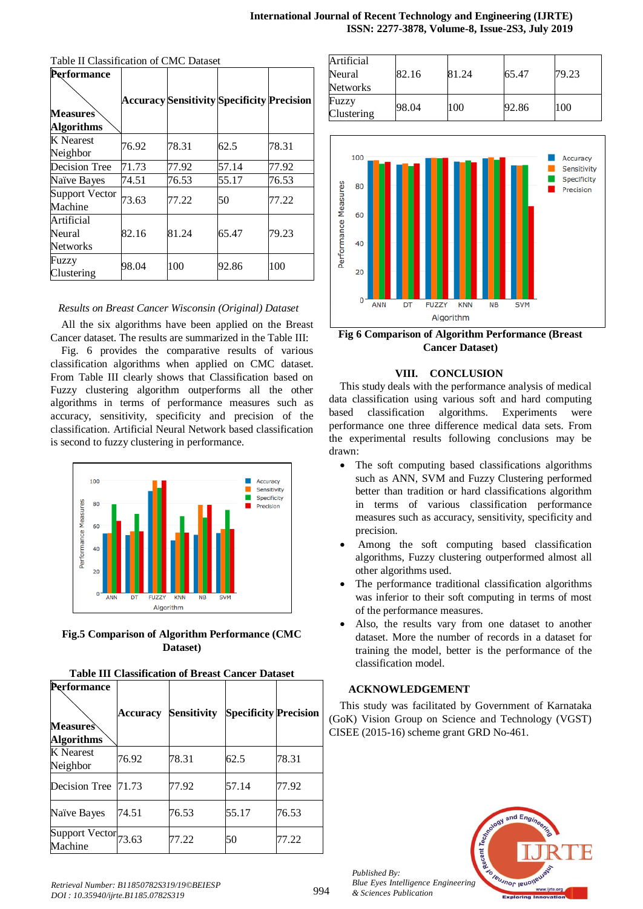Table II Classification of CMC Dataset

| Performance Measures / Algorithms | Accuracy | Sensitivity | Specificity | Precision |
|---|---|---|---|---|
| K Nearest Neighbor | 76.92 | 78.31 | 62.5 | 78.31 |
| Decision Tree | 71.73 | 77.92 | 57.14 | 77.92 |
| Naïve Bayes | 74.51 | 76.53 | 55.17 | 76.53 |
| Support Vector Machine | 73.63 | 77.22 | 50 | 77.22 |
| Artificial Neural Networks | 82.16 | 81.24 | 65.47 | 79.23 |
| Fuzzy Clustering | 98.04 | 100 | 92.86 | 100 |

*Results on Breast Cancer Wisconsin (Original) Dataset*

All the six algorithms have been applied on the Breast Cancer dataset. The results are summarized in the Table III:

Fig. 6 provides the comparative results of various classification algorithms when applied on CMC dataset. From Table III clearly shows that Classification based on Fuzzy clustering algorithm outperforms all the other algorithms in terms of performance measures such as accuracy, sensitivity, specificity and precision of the classification. Artificial Neural Network based classification is second to fuzzy clustering in performance.

**Fig.5 Comparison of Algorithm Performance (CMC Dataset)**

**Table III Classification of Breast Cancer Dataset**

| Performance Measures / Algorithms | Accuracy | Sensitivity | Specificity | Precision |
|---|---|---|---|---|
| K Nearest Neighbor | 76.92 | 78.31 | 62.5 | 78.31 |
| Decision Tree | 71.73 | 77.92 | 57.14 | 77.92 |
| Naïve Bayes | 74.51 | 76.53 | 55.17 | 76.53 |
| Support Vector Machine | 73.63 | 77.22 | 50 | 77.22 |
| Artificial Neural Networks | 82.16 | 81.24 | 65.47 | 79.23 |
| Fuzzy Clustering | 98.04 | 100 | 92.86 | 100 |

**Fig 6 Comparison of Algorithm Performance (Breast Cancer Dataset)**

## VIII. CONCLUSION

This study deals with the performance analysis of medical data classification using various soft and hard computing based classification algorithms. Experiments were performance one three difference medical data sets. From the experimental results following conclusions may be drawn:

- The soft computing based classifications algorithms such as ANN, SVM and Fuzzy Clustering performed better than tradition or hard classifications algorithm in terms of various classification performance measures such as accuracy, sensitivity, specificity and precision.
- Among the soft computing based classification algorithms, Fuzzy clustering outperformed almost all other algorithms used.
- The performance traditional classification algorithms was inferior to their soft computing in terms of most of the performance measures.
- Also, the results vary from one dataset to another dataset. More the number of records in a dataset for training the model, better is the performance of the classification model.

## ACKNOWLEDGEMENT

This study was facilitated by Government of Karnataka (GoK) Vision Group on Science and Technology (VGST) CISEE (2015-16) scheme grant GRD No-461.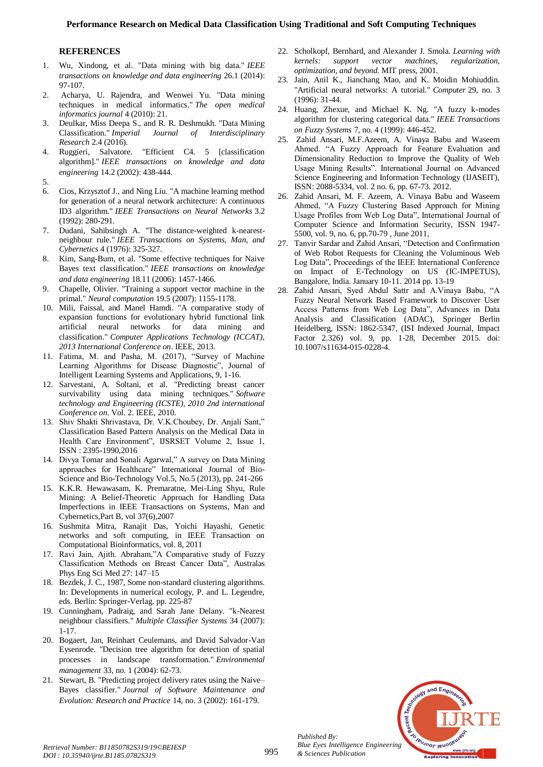## REFERENCES

1. Wu, Xindong, et al. "Data mining with big data." *IEEE transactions on knowledge and data engineering* 26.1 (2014): 97-107.
2. Acharya, U. Rajendra, and Wenwei Yu. "Data mining techniques in medical informatics." *The open medical informatics journal* 4 (2010): 21.
3. Deulkar, Miss Deepa S., and R. R. Deshmukh. "Data Mining Classification." *Imperial Journal of Interdisciplinary Research* 2.4 (2016).
4. Ruggieri, Salvatore. "Efficient C4. 5 [classification algorithm]." *IEEE transactions on knowledge and data engineering* 14.2 (2002): 438-444.
5. 
6. Cios, Krzysztof J., and Ning Liu. "A machine learning method for generation of a neural network architecture: A continuous ID3 algorithm." *IEEE Transactions on Neural Networks* 3.2 (1992): 280-291.
7. Dudani, Sahibsingh A. "The distance-weighted k-nearest-neighbour rule." *IEEE Transactions on Systems, Man, and Cybernetics* 4 (1976): 325-327.
8. Kim, Sang-Bum, et al. "Some effective techniques for Naive Bayes text classification." *IEEE transactions on knowledge and data engineering* 18.11 (2006): 1457-1466.
9. Chapelle, Olivier. "Training a support vector machine in the primal." *Neural computation* 19.5 (2007): 1155-1178.
10. Mili, Faissal, and Manel Hamdi. "A comparative study of expansion functions for evolutionary hybrid functional link artificial neural networks for data mining and classification." *Computer Applications Technology (ICCAT), 2013 International Conference on*. IEEE, 2013.
11. Fatima, M. and Pasha, M. (2017), "Survey of Machine Learning Algorithms for Disease Diagnostic", Journal of Intelligent Learning Systems and Applications, 9, 1-16.
12. Sarvestani, A. Soltani, et al. "Predicting breast cancer survivability using data mining techniques." *Software technology and Engineering (ICSTE), 2010 2nd international Conference on*. Vol. 2. IEEE, 2010.
13. Shiv Shakti Shrivastava, Dr. V.K.Choubey, Dr. Anjali Sant," Classification Based Pattern Analysis on the Medical Data in Health Care Environment", IJSRSET Volume 2, Issue 1, ISSN : 2395-1990,2016
14. Divya Tomar and Sonali Agarwal," A survey on Data Mining approaches for Healthcare" International Journal of Bio-Science and Bio-Technology Vol.5, No.5 (2013), pp. 241-266
15. K.K.R. Hewawasam, K. Premaratne, Mei-Ling Shyu, Rule Mining: A Belief-Theoretic Approach for Handling Data Imperfections in IEEE Transactions on Systems, Man and Cybernetics,Part B, vol 37(6),2007
16. Sushmita Mitra, Ranajit Das, Yoichi Hayashi, Genetic networks and soft computing, in IEEE Transaction on Computational Bioinformatics, vol. 8, 2011
17. Ravi Jain, Ajith. Abraham,"A Comparative study of Fuzzy Classification Methods on Breast Cancer Data", Australas Phys Eng Sci Med 27: 147–15
18. Bezdek, J. C., 1987, Some non-standard clustering algorithms. In: Developments in numerical ecology, P. and L. Legendre, eds. Berlin: Springer-Verlag. pp. 225-87
19. Cunningham, Padraig, and Sarah Jane Delany. "k-Nearest neighbour classifiers." *Multiple Classifier Systems* 34 (2007): 1-17.
20. Bogaert, Jan, Reinhart Ceulemans, and David Salvador-Van Eysenrode. "Decision tree algorithm for detection of spatial processes in landscape transformation." *Environmental management* 33, no. 1 (2004): 62-73.
21. Stewart, B. "Predicting project delivery rates using the Naive–Bayes classifier." *Journal of Software Maintenance and Evolution: Research and Practice* 14, no. 3 (2002): 161-179.
22. Scholkopf, Bernhard, and Alexander J. Smola. *Learning with kernels: support vector machines, regularization, optimization, and beyond*. MIT press, 2001.
23. Jain, Anil K., Jianchang Mao, and K. Moidin Mohiuddin. "Artificial neural networks: A tutorial." *Computer* 29, no. 3 (1996): 31-44.
24. Huang, Zhexue, and Michael K. Ng. "A fuzzy k-modes algorithm for clustering categorical data." *IEEE Transactions on Fuzzy Systems* 7, no. 4 (1999): 446-452.
25. Zahid Ansari, M.F.Azeem, A. Vinaya Babu and Waseem Ahmed. "A Fuzzy Approach for Feature Evaluation and Dimensionality Reduction to Improve the Quality of Web Usage Mining Results". International Journal on Advanced Science Engineering and Information Technology (IJASEIT), ISSN: 2088-5334, vol. 2 no. 6, pp. 67-73. 2012.
26. Zahid Ansari, M. F. Azeem, A. Vinaya Babu and Waseem Ahmed, "A Fuzzy Clustering Based Approach for Mining Usage Profiles from Web Log Data", International Journal of Computer Science and Information Security, ISSN 1947-5500, vol. 9, no. 6, pp.70-79 , June 2011,
27. Tanvir Sardar and Zahid Ansari, "Detection and Confirmation of Web Robot Requests for Cleaning the Voluminous Web Log Data", Proceedings of the IEEE International Conference on Impact of E-Technology on US (IC-IMPETUS), Bangalore, India. January 10-11. 2014 pp. 13-19
28. Zahid Ansari, Syed Abdul Sattr and A.Vinaya Babu, "A Fuzzy Neural Network Based Framework to Discover User Access Patterns from Web Log Data", Advances in Data Analysis and Classification (ADAC), Springer Berlin Heidelberg, ISSN: 1862-5347, (ISI Indexed Journal, Impact Factor 2.326) vol. 9, pp. 1-28, December 2015. doi: 10.1007/s11634-015-0228-4.